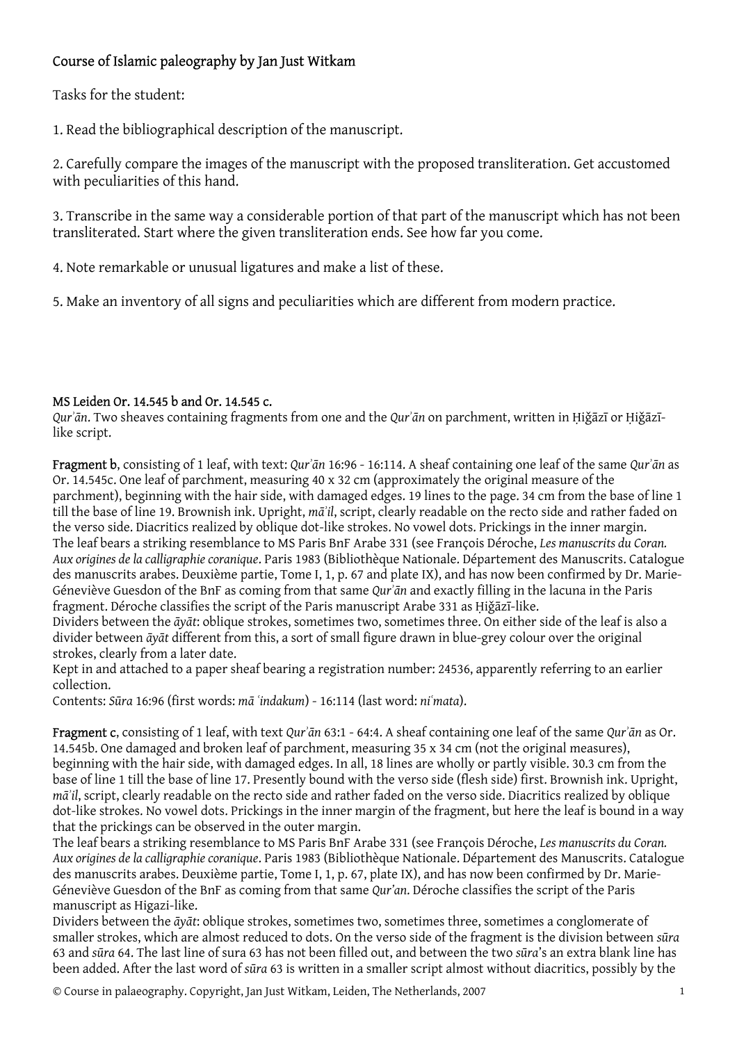# Course of Islamic paleography by Jan Just Witkam

Tasks for the student:

1. Read the bibliographical description of the manuscript.

2. Carefully compare the images of the manuscript with the proposed transliteration. Get accustomed with peculiarities of this hand.

3. Transcribe in the same way a considerable portion of that part of the manuscript which has not been transliterated. Start where the given transliteration ends. See how far you come.

4. Note remarkable or unusual ligatures and make a list of these.

5. Make an inventory of all signs and peculiarities which are different from modern practice.

## MS Leiden Or. 14.545 b and Or. 14.545 c.

*Qurʾān*. Two sheaves containing fragments from one and the *Qurʾān* on parchment, written in Ḥiǧāzī or Ḥiǧāzī-like script.

**Fragment b**, consisting of 1 leaf, with text: *Qurʾān* 16:96 - 16:114. A sheaf containing one leaf of the same *Qurʾān* as Or. 14.545c. One leaf of parchment, measuring 40 x 32 cm (approximately the original measure of the parchment), beginning with the hair side, with damaged edges. 19 lines to the page. 34 cm from the base of line 1 till the base of line 19. Brownish ink. Upright, *māʾil*, script, clearly readable on the recto side and rather faded on the verso side. Diacritics realized by oblique dot-like strokes. No vowel dots. Prickings in the inner margin. The leaf bears a striking resemblance to MS Paris BnF Arabe 331 (see François Déroche, *Les manuscrits du Coran. Aux origines de la calligraphie coranique*. Paris 1983 (Bibliothèque Nationale. Département des Manuscrits. Catalogue des manuscrits arabes. Deuxième partie, Tome I, 1, p. 67 and plate IX), and has now been confirmed by Dr. Marie-Géneviève Guesdon of the BnF as coming from that same *Qurʾān* and exactly filling in the lacuna in the Paris fragment. Déroche classifies the script of the Paris manuscript Arabe 331 as Ḥiǧāzī-like.
Dividers between the *āyāt*: oblique strokes, sometimes two, sometimes three. On either side of the leaf is also a divider between *āyāt* different from this, a sort of small figure drawn in blue-grey colour over the original strokes, clearly from a later date.
Kept in and attached to a paper sheaf bearing a registration number: 24536, apparently referring to an earlier collection.
Contents: *Sūra* 16:96 (first words: *mā ʿindakum*) - 16:114 (last word: *niʿmata*).

**Fragment c**, consisting of 1 leaf, with text *Qurʾān* 63:1 - 64:4. A sheaf containing one leaf of the same *Qurʾān* as Or. 14.545b. One damaged and broken leaf of parchment, measuring 35 x 34 cm (not the original measures), beginning with the hair side, with damaged edges. In all, 18 lines are wholly or partly visible. 30.3 cm from the base of line 1 till the base of line 17. Presently bound with the verso side (flesh side) first. Brownish ink. Upright, *māʾil*, script, clearly readable on the recto side and rather faded on the verso side. Diacritics realized by oblique dot-like strokes. No vowel dots. Prickings in the inner margin of the fragment, but here the leaf is bound in a way that the prickings can be observed in the outer margin.
The leaf bears a striking resemblance to MS Paris BnF Arabe 331 (see François Déroche, *Les manuscrits du Coran. Aux origines de la calligraphie coranique*. Paris 1983 (Bibliothèque Nationale. Département des Manuscrits. Catalogue des manuscrits arabes. Deuxième partie, Tome I, 1, p. 67, plate IX), and has now been confirmed by Dr. Marie-Géneviève Guesdon of the BnF as coming from that same *Qur'an*. Déroche classifies the script of the Paris manuscript as Higazi-like.
Dividers between the *āyāt*: oblique strokes, sometimes two, sometimes three, sometimes a conglomerate of smaller strokes, which are almost reduced to dots. On the verso side of the fragment is the division between *sūra* 63 and *sūra* 64. The last line of sura 63 has not been filled out, and between the two *sūra*'s an extra blank line has been added. After the last word of *sūra* 63 is written in a smaller script almost without diacritics, possibly by the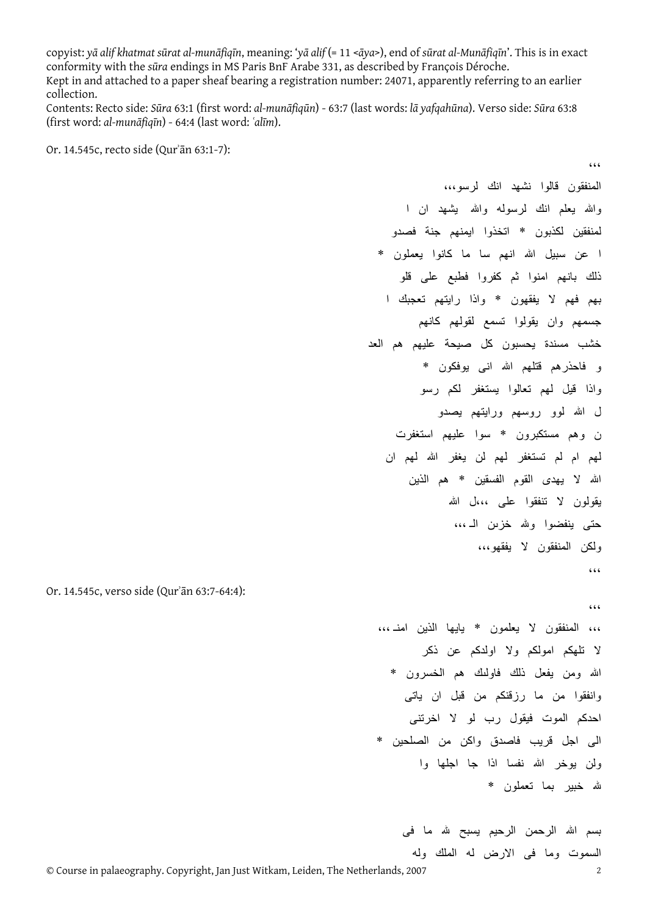copyist: *yā alif khatmat sūrat al-munāfiqīn*, meaning: '*yā alif* (= 11 <*āya*>), end of *sūrat al-Munāfiqīn*'. This is in exact conformity with the *sūra* endings in MS Paris BnF Arabe 331, as described by François Déroche.
Kept in and attached to a paper sheaf bearing a registration number: 24071, apparently referring to an earlier collection.
Contents: Recto side: *Sūra* 63:1 (first word: *al-munāfiqūn*) - 63:7 (last words: *lā yafqahūna*). Verso side: *Sūra* 63:8 (first word: *al-munāfiqīn*) - 64:4 (last word: *ʿalīm*).

Or. 14.545c, recto side (Qurʾān 63:1-7):

،،،
المنفقون قالوا نشهد انك لرسو،،،
والله يعلم انك لرسوله والله يشهد ان ا
لمنفقين لكذبون * اتخذوا ايمنهم جنة فصدو
ا عن سبيل الله انهم سا ما كانوا يعملون *
ذلك بانهم امنوا ثم كفروا فطبع على قلو
بهم فهم لا يفقهون * واذا رايتهم تعجبك ا
جسمهم وان يقولوا تسمع لقولهم كانهم
خشب مسندة يحسبون كل صيحة عليهم هم العد
و فاحذرهم قتلهم الله انى يوفكون *
واذا قيل لهم تعالوا يستغفر لكم رسو
ل الله لوو روسهم ورايتهم يصدو
ن وهم مستكبرون * سوا عليهم استغفرت
لهم ام لم تستغفر لهم لن يغفر الله لهم ان
الله لا يهدى القوم الفسقين * هم الذين
يقولون لا تنفقوا على ،،،ل الله
حتى ينفضوا ولله خزبن الـ،،،
ولكن المنفقون لا يفقهو،،،
،،،

Or. 14.545c, verso side (Qurʾān 63:7-64:4):

،،،
،،، المنفقون لا يعلمون * يايها الذين امنـ،،،
لا تلهكم امولكم ولا اولدكم عن ذكر
الله ومن يفعل ذلك فاولىك هم الخسرون *
وانفقوا من ما رزقنكم من قبل ان ياتى
احدكم الموت فيقول رب لو لا اخرتنى
الى اجل قريب فاصدق واكن من الصلحين *
ولن يوخر الله نفسا اذا جا اجلها وا
لله خبير بما تعملون *

بسم الله الرحمن الرحيم يسبح لله ما فى
السموت وما فى الارض له الملك وله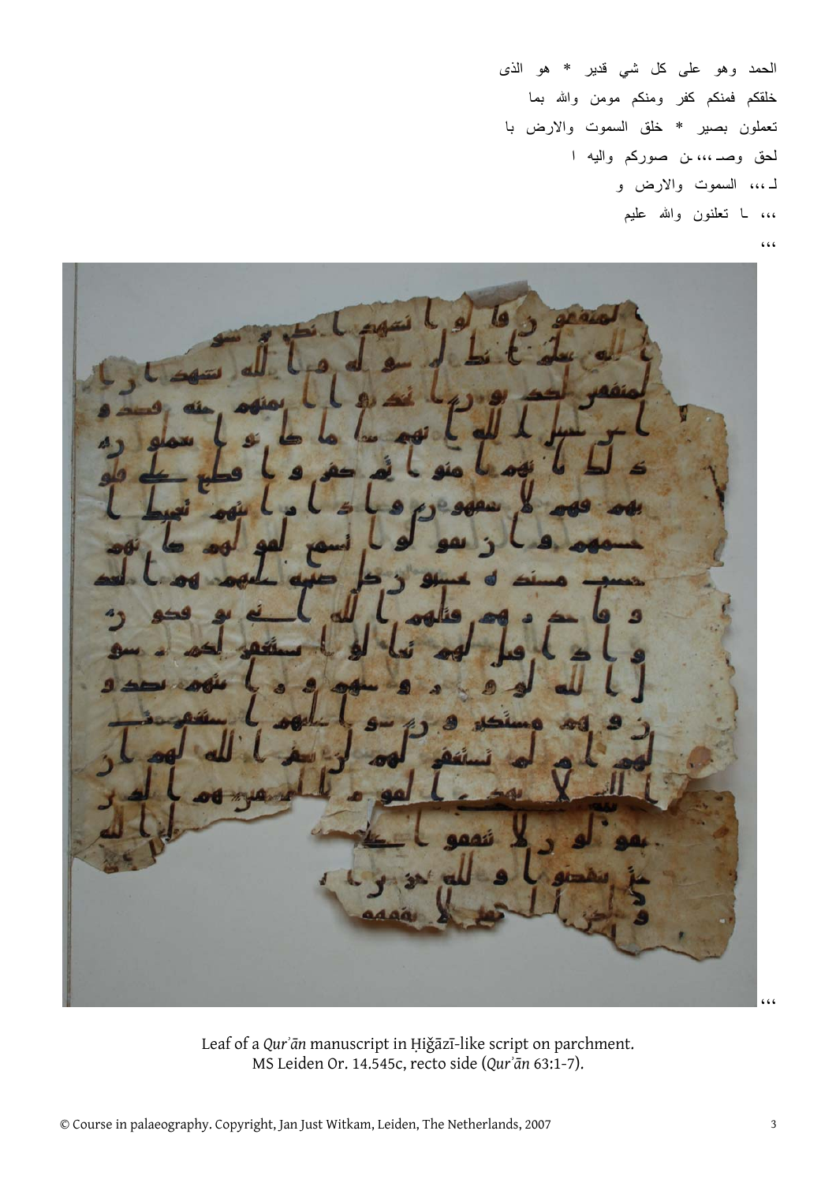الحمد وهو على كل شي قدير * هو الذى

خلقكم فمنكم كفر ومنكم مومن والله بما

تعملون بصير * خلق السموت والارض با

لحق وصـ ،،، ـن صوركم واليه ا

لـ ،،، السموت والارض و

،،، ـا تعلنون والله عليم

،،،

،،،

Leaf of a *Qurʾān* manuscript in Ḥiǧāzī-like script on parchment.
MS Leiden Or. 14.545c, recto side (*Qurʾān* 63:1-7).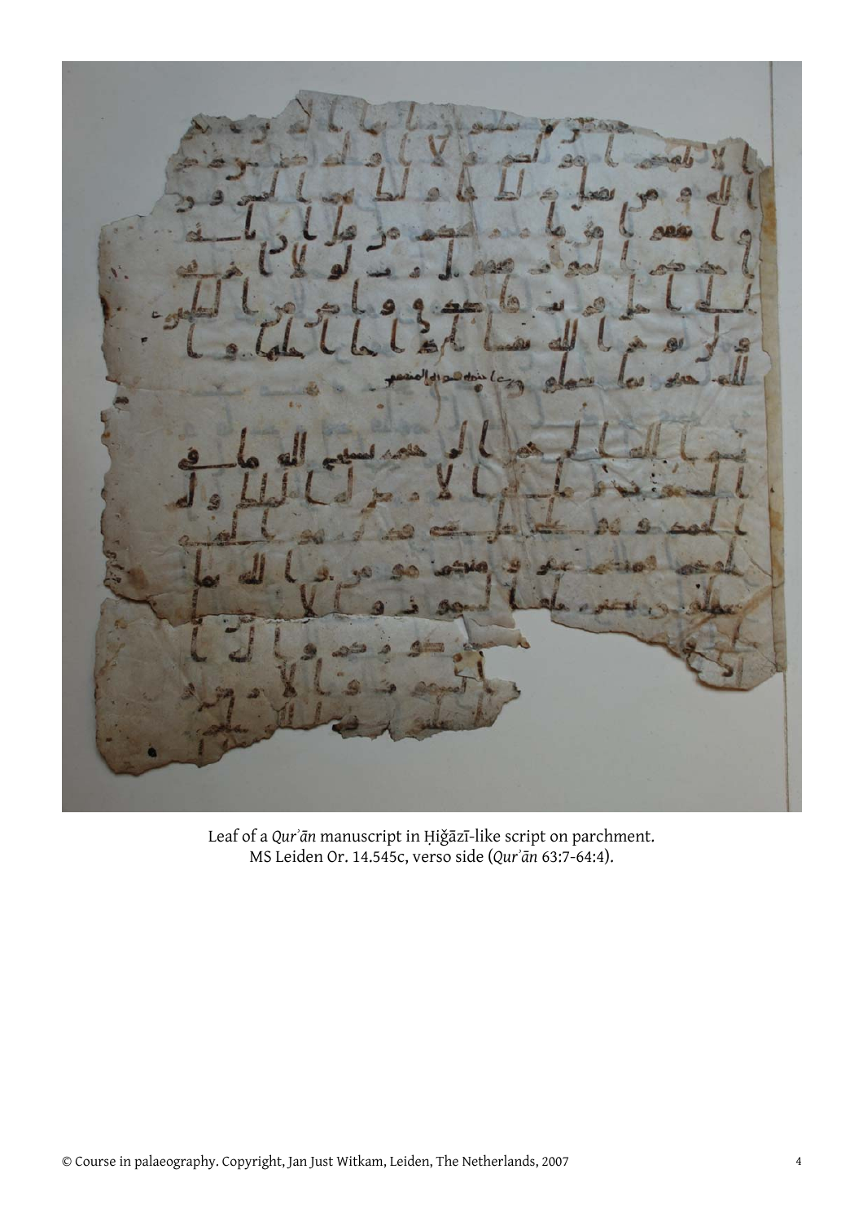Leaf of a *Qurʾān* manuscript in Ḥiǧāzī-like script on parchment.
MS Leiden Or. 14.545c, verso side (*Qurʾān* 63:7-64:4).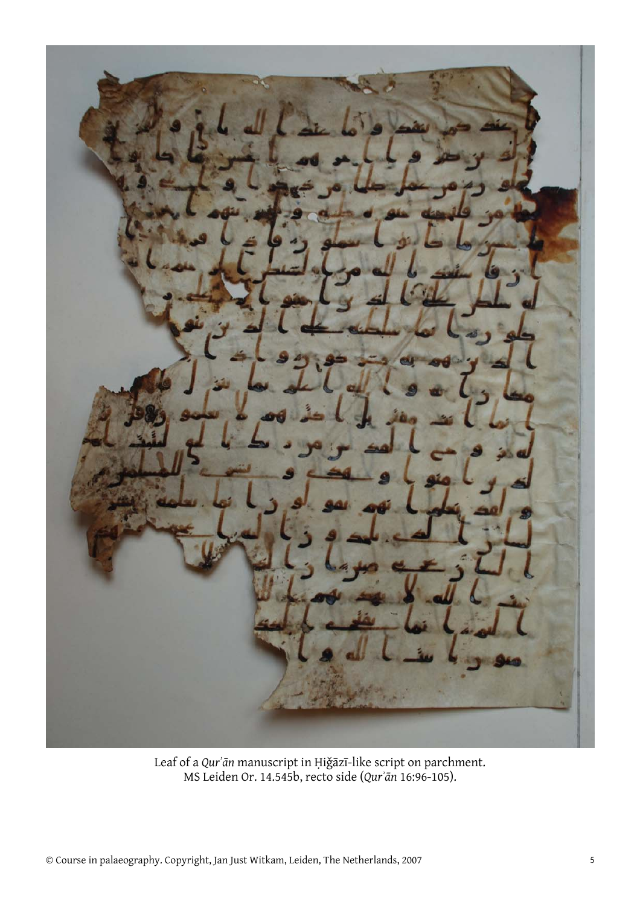Leaf of a *Qurʾān* manuscript in Ḥiǧāzī-like script on parchment.
MS Leiden Or. 14.545b, recto side (*Qurʾān* 16:96-105).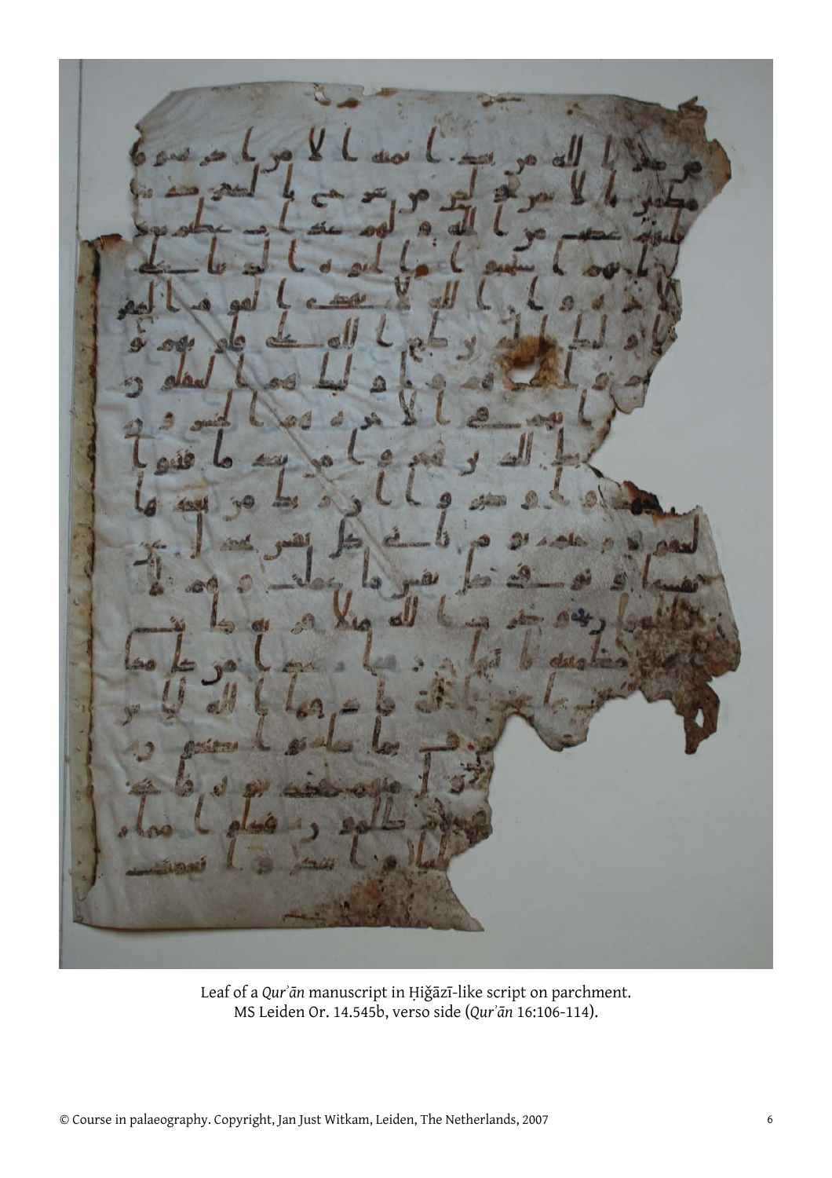Leaf of a *Qurʾān* manuscript in Ḥiǧāzī-like script on parchment.
MS Leiden Or. 14.545b, verso side (*Qurʾān* 16:106-114).